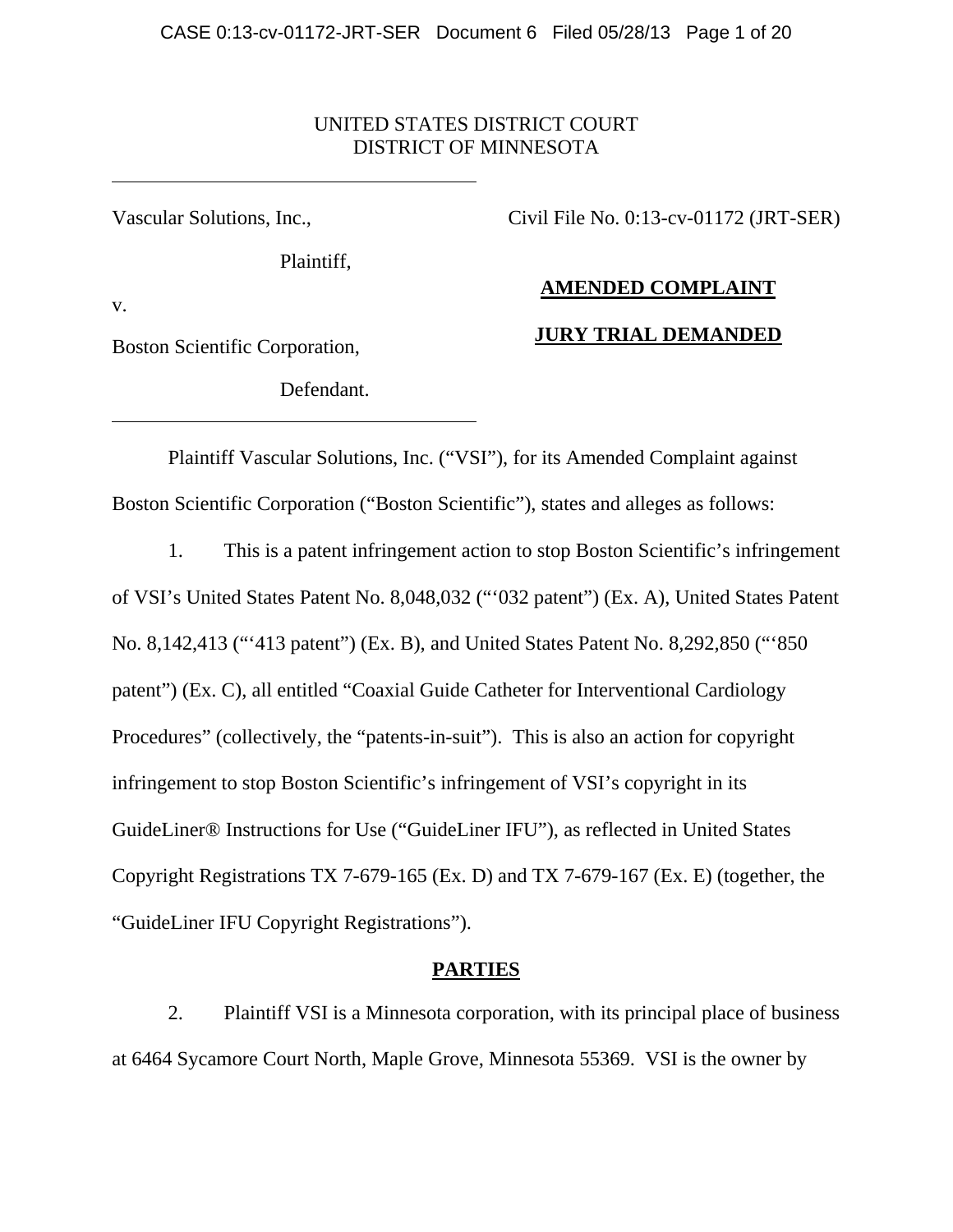UNITED STATES DISTRICT COURT
DISTRICT OF MINNESOTA

Vascular Solutions, Inc.,

Plaintiff,

v.

Boston Scientific Corporation,

Defendant.

Civil File No. 0:13-cv-01172 (JRT-SER)

**AMENDED COMPLAINT**

**JURY TRIAL DEMANDED**

Plaintiff Vascular Solutions, Inc. ("VSI"), for its Amended Complaint against Boston Scientific Corporation ("Boston Scientific"), states and alleges as follows:

1. This is a patent infringement action to stop Boston Scientific's infringement of VSI's United States Patent No. 8,048,032 ("'032 patent") (Ex. A), United States Patent No. 8,142,413 ("'413 patent") (Ex. B), and United States Patent No. 8,292,850 ("'850 patent") (Ex. C), all entitled "Coaxial Guide Catheter for Interventional Cardiology Procedures" (collectively, the "patents-in-suit"). This is also an action for copyright infringement to stop Boston Scientific's infringement of VSI's copyright in its GuideLiner® Instructions for Use ("GuideLiner IFU"), as reflected in United States Copyright Registrations TX 7-679-165 (Ex. D) and TX 7-679-167 (Ex. E) (together, the "GuideLiner IFU Copyright Registrations").

## PARTIES

2. Plaintiff VSI is a Minnesota corporation, with its principal place of business at 6464 Sycamore Court North, Maple Grove, Minnesota 55369. VSI is the owner by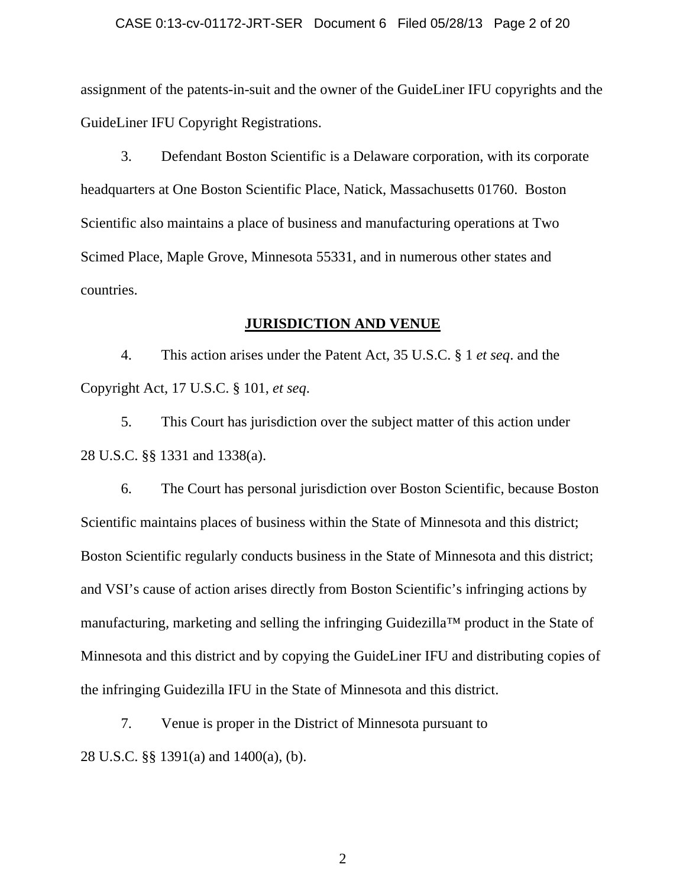assignment of the patents-in-suit and the owner of the GuideLiner IFU copyrights and the GuideLiner IFU Copyright Registrations.

3. Defendant Boston Scientific is a Delaware corporation, with its corporate headquarters at One Boston Scientific Place, Natick, Massachusetts 01760. Boston Scientific also maintains a place of business and manufacturing operations at Two Scimed Place, Maple Grove, Minnesota 55331, and in numerous other states and countries.

## JURISDICTION AND VENUE

4. This action arises under the Patent Act, 35 U.S.C. § 1 *et seq*. and the Copyright Act, 17 U.S.C. § 101, *et seq*.

5. This Court has jurisdiction over the subject matter of this action under 28 U.S.C. §§ 1331 and 1338(a).

6. The Court has personal jurisdiction over Boston Scientific, because Boston Scientific maintains places of business within the State of Minnesota and this district; Boston Scientific regularly conducts business in the State of Minnesota and this district; and VSI's cause of action arises directly from Boston Scientific's infringing actions by manufacturing, marketing and selling the infringing Guidezilla™ product in the State of Minnesota and this district and by copying the GuideLiner IFU and distributing copies of the infringing Guidezilla IFU in the State of Minnesota and this district.

7. Venue is proper in the District of Minnesota pursuant to 28 U.S.C. §§ 1391(a) and 1400(a), (b).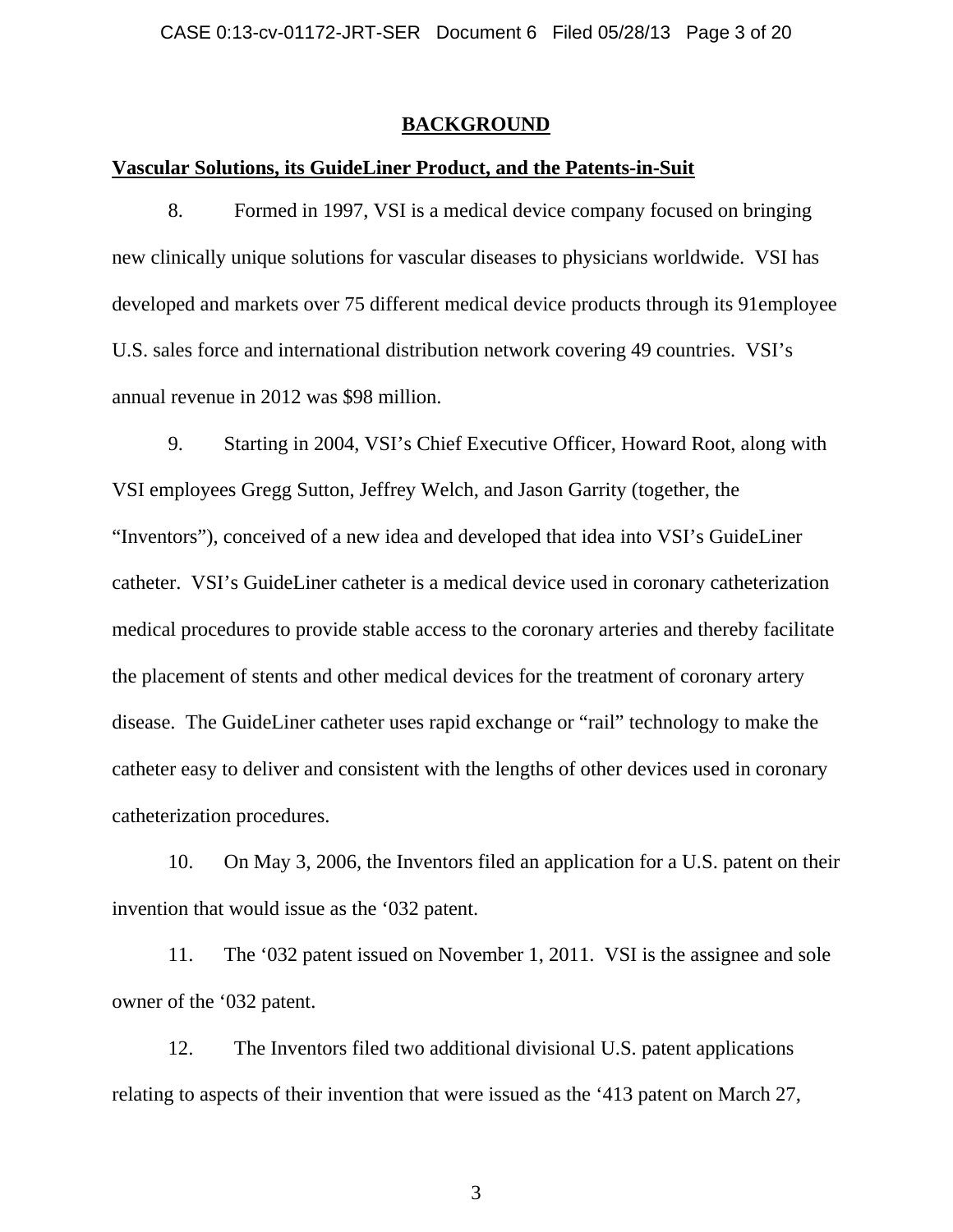## BACKGROUND

**Vascular Solutions, its GuideLiner Product, and the Patents-in-Suit**

8. Formed in 1997, VSI is a medical device company focused on bringing new clinically unique solutions for vascular diseases to physicians worldwide. VSI has developed and markets over 75 different medical device products through its 91employee U.S. sales force and international distribution network covering 49 countries. VSI's annual revenue in 2012 was $98 million.

9. Starting in 2004, VSI's Chief Executive Officer, Howard Root, along with VSI employees Gregg Sutton, Jeffrey Welch, and Jason Garrity (together, the "Inventors"), conceived of a new idea and developed that idea into VSI's GuideLiner catheter. VSI's GuideLiner catheter is a medical device used in coronary catheterization medical procedures to provide stable access to the coronary arteries and thereby facilitate the placement of stents and other medical devices for the treatment of coronary artery disease. The GuideLiner catheter uses rapid exchange or "rail" technology to make the catheter easy to deliver and consistent with the lengths of other devices used in coronary catheterization procedures.

10. On May 3, 2006, the Inventors filed an application for a U.S. patent on their invention that would issue as the '032 patent.

11. The '032 patent issued on November 1, 2011. VSI is the assignee and sole owner of the '032 patent.

12. The Inventors filed two additional divisional U.S. patent applications relating to aspects of their invention that were issued as the '413 patent on March 27,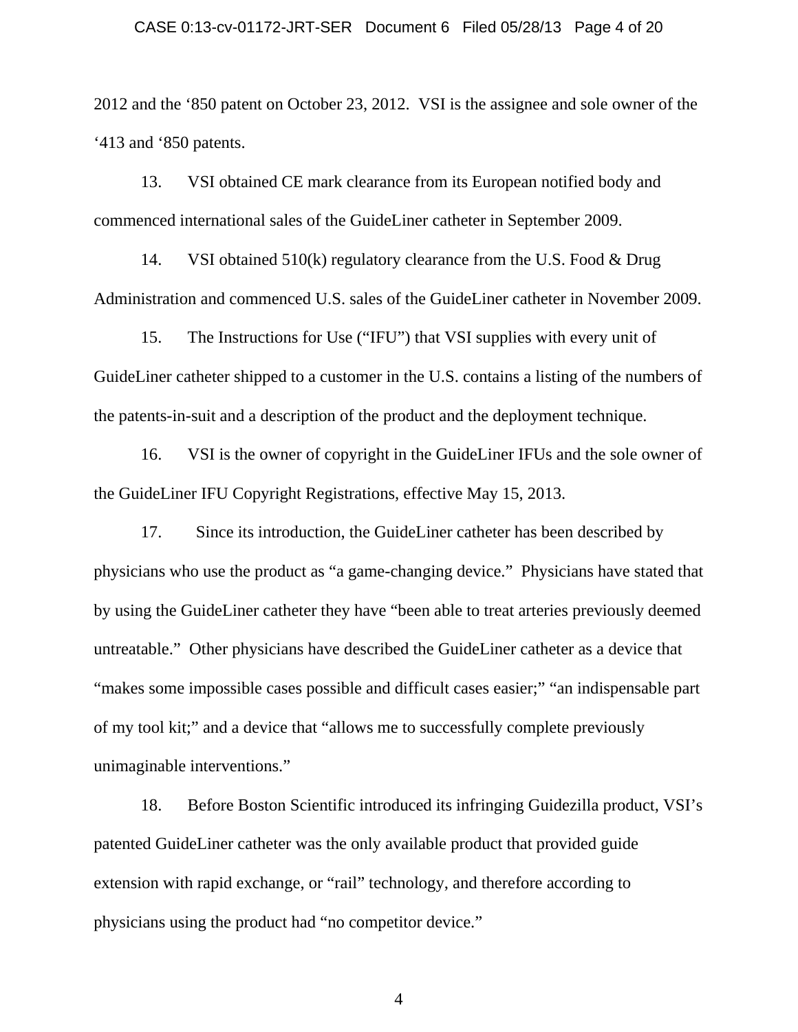2012 and the ‘850 patent on October 23, 2012. VSI is the assignee and sole owner of the ‘413 and ‘850 patents.

13. VSI obtained CE mark clearance from its European notified body and commenced international sales of the GuideLiner catheter in September 2009.

14. VSI obtained 510(k) regulatory clearance from the U.S. Food & Drug Administration and commenced U.S. sales of the GuideLiner catheter in November 2009.

15. The Instructions for Use (“IFU”) that VSI supplies with every unit of GuideLiner catheter shipped to a customer in the U.S. contains a listing of the numbers of the patents-in-suit and a description of the product and the deployment technique.

16. VSI is the owner of copyright in the GuideLiner IFUs and the sole owner of the GuideLiner IFU Copyright Registrations, effective May 15, 2013.

17. Since its introduction, the GuideLiner catheter has been described by physicians who use the product as “a game-changing device.” Physicians have stated that by using the GuideLiner catheter they have “been able to treat arteries previously deemed untreatable.” Other physicians have described the GuideLiner catheter as a device that “makes some impossible cases possible and difficult cases easier;” “an indispensable part of my tool kit;” and a device that “allows me to successfully complete previously unimaginable interventions.”

18. Before Boston Scientific introduced its infringing Guidezilla product, VSI’s patented GuideLiner catheter was the only available product that provided guide extension with rapid exchange, or “rail” technology, and therefore according to physicians using the product had “no competitor device.”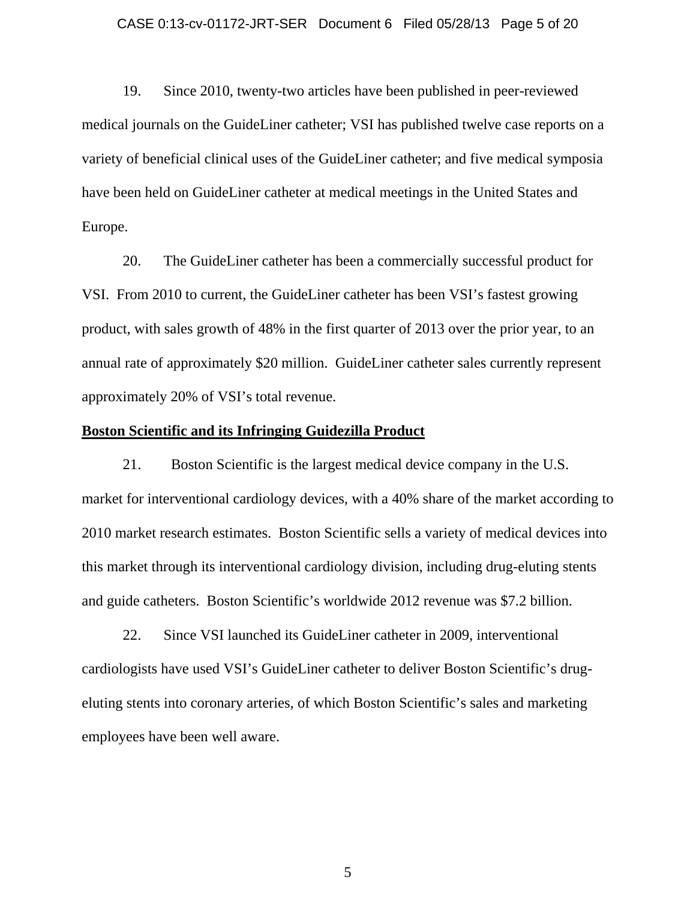19. Since 2010, twenty-two articles have been published in peer-reviewed medical journals on the GuideLiner catheter; VSI has published twelve case reports on a variety of beneficial clinical uses of the GuideLiner catheter; and five medical symposia have been held on GuideLiner catheter at medical meetings in the United States and Europe.

20. The GuideLiner catheter has been a commercially successful product for VSI. From 2010 to current, the GuideLiner catheter has been VSI's fastest growing product, with sales growth of 48% in the first quarter of 2013 over the prior year, to an annual rate of approximately $20 million. GuideLiner catheter sales currently represent approximately 20% of VSI's total revenue.

**Boston Scientific and its Infringing Guidezilla Product**

21. Boston Scientific is the largest medical device company in the U.S. market for interventional cardiology devices, with a 40% share of the market according to 2010 market research estimates. Boston Scientific sells a variety of medical devices into this market through its interventional cardiology division, including drug-eluting stents and guide catheters. Boston Scientific's worldwide 2012 revenue was $7.2 billion.

22. Since VSI launched its GuideLiner catheter in 2009, interventional cardiologists have used VSI's GuideLiner catheter to deliver Boston Scientific's drug-eluting stents into coronary arteries, of which Boston Scientific's sales and marketing employees have been well aware.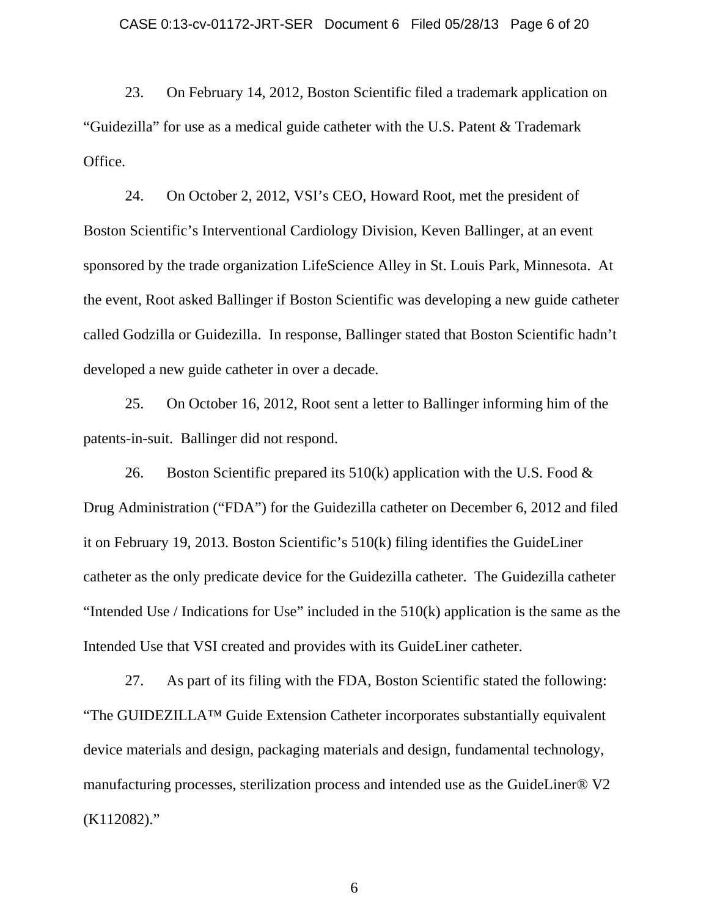23. On February 14, 2012, Boston Scientific filed a trademark application on "Guidezilla" for use as a medical guide catheter with the U.S. Patent & Trademark Office.

24. On October 2, 2012, VSI's CEO, Howard Root, met the president of Boston Scientific's Interventional Cardiology Division, Keven Ballinger, at an event sponsored by the trade organization LifeScience Alley in St. Louis Park, Minnesota. At the event, Root asked Ballinger if Boston Scientific was developing a new guide catheter called Godzilla or Guidezilla. In response, Ballinger stated that Boston Scientific hadn't developed a new guide catheter in over a decade.

25. On October 16, 2012, Root sent a letter to Ballinger informing him of the patents-in-suit. Ballinger did not respond.

26. Boston Scientific prepared its 510(k) application with the U.S. Food & Drug Administration ("FDA") for the Guidezilla catheter on December 6, 2012 and filed it on February 19, 2013. Boston Scientific's 510(k) filing identifies the GuideLiner catheter as the only predicate device for the Guidezilla catheter. The Guidezilla catheter "Intended Use / Indications for Use" included in the 510(k) application is the same as the Intended Use that VSI created and provides with its GuideLiner catheter.

27. As part of its filing with the FDA, Boston Scientific stated the following: "The GUIDEZILLA™ Guide Extension Catheter incorporates substantially equivalent device materials and design, packaging materials and design, fundamental technology, manufacturing processes, sterilization process and intended use as the GuideLiner® V2 (K112082)."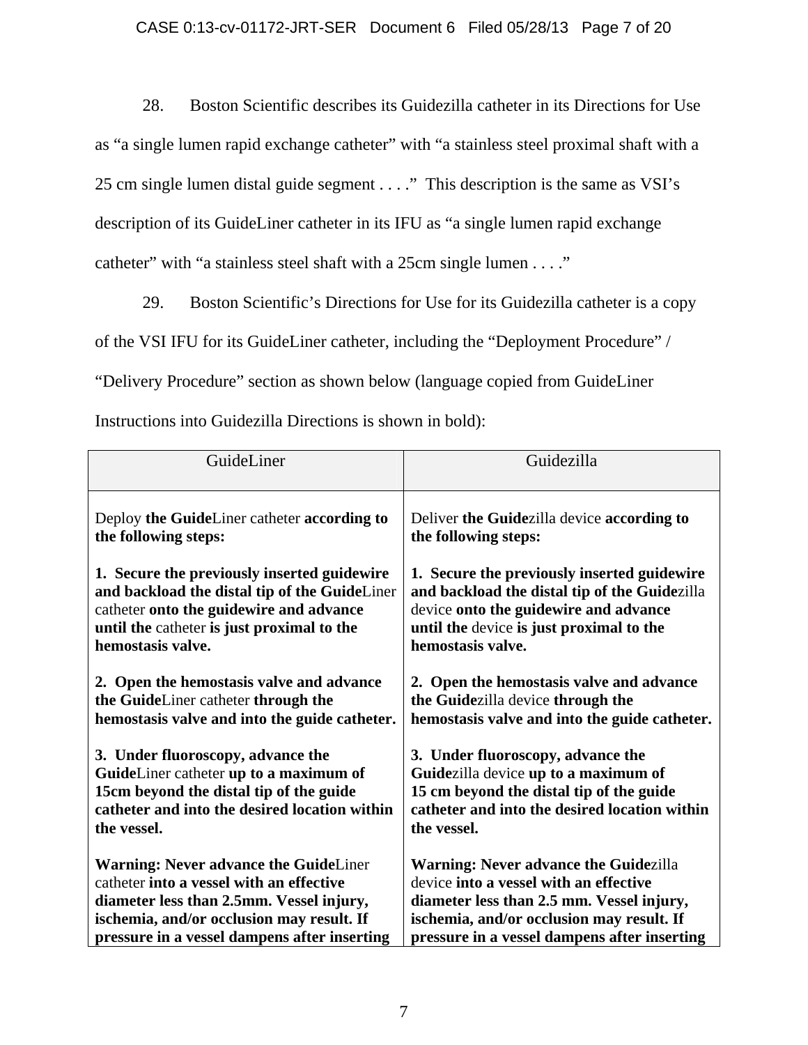28. Boston Scientific describes its Guidezilla catheter in its Directions for Use as "a single lumen rapid exchange catheter" with "a stainless steel proximal shaft with a 25 cm single lumen distal guide segment . . . ." This description is the same as VSI's description of its GuideLiner catheter in its IFU as "a single lumen rapid exchange catheter" with "a stainless steel shaft with a 25cm single lumen . . . ."

29. Boston Scientific's Directions for Use for its Guidezilla catheter is a copy of the VSI IFU for its GuideLiner catheter, including the "Deployment Procedure" / "Delivery Procedure" section as shown below (language copied from GuideLiner Instructions into Guidezilla Directions is shown in bold):

| GuideLiner | Guidezilla |
|---|---|
| Deploy **the Guide**Liner catheter **according to the following steps:**<br><br>**1. Secure the previously inserted guidewire and backload the distal tip of the Guide**Liner catheter **onto the guidewire and advance until the** catheter **is just proximal to the hemostasis valve.**<br><br>**2. Open the hemostasis valve and advance the Guide**Liner catheter **through the hemostasis valve and into the guide catheter.**<br><br>**3. Under fluoroscopy, advance the Guide**Liner catheter **up to a maximum of 15cm beyond the distal tip of the guide catheter and into the desired location within the vessel.**<br><br>**Warning: Never advance the Guide**Liner catheter **into a vessel with an effective diameter less than 2.5mm. Vessel injury, ischemia, and/or occlusion may result. If pressure in a vessel dampens after inserting** | Deliver **the Guide**zilla device **according to the following steps:**<br><br>**1. Secure the previously inserted guidewire and backload the distal tip of the Guide**zilla device **onto the guidewire and advance until the** device **is just proximal to the hemostasis valve.**<br><br>**2. Open the hemostasis valve and advance the Guide**zilla device **through the hemostasis valve and into the guide catheter.**<br><br>**3. Under fluoroscopy, advance the Guide**zilla device **up to a maximum of 15 cm beyond the distal tip of the guide catheter and into the desired location within the vessel.**<br><br>**Warning: Never advance the Guide**zilla device **into a vessel with an effective diameter less than 2.5 mm. Vessel injury, ischemia, and/or occlusion may result. If pressure in a vessel dampens after inserting** |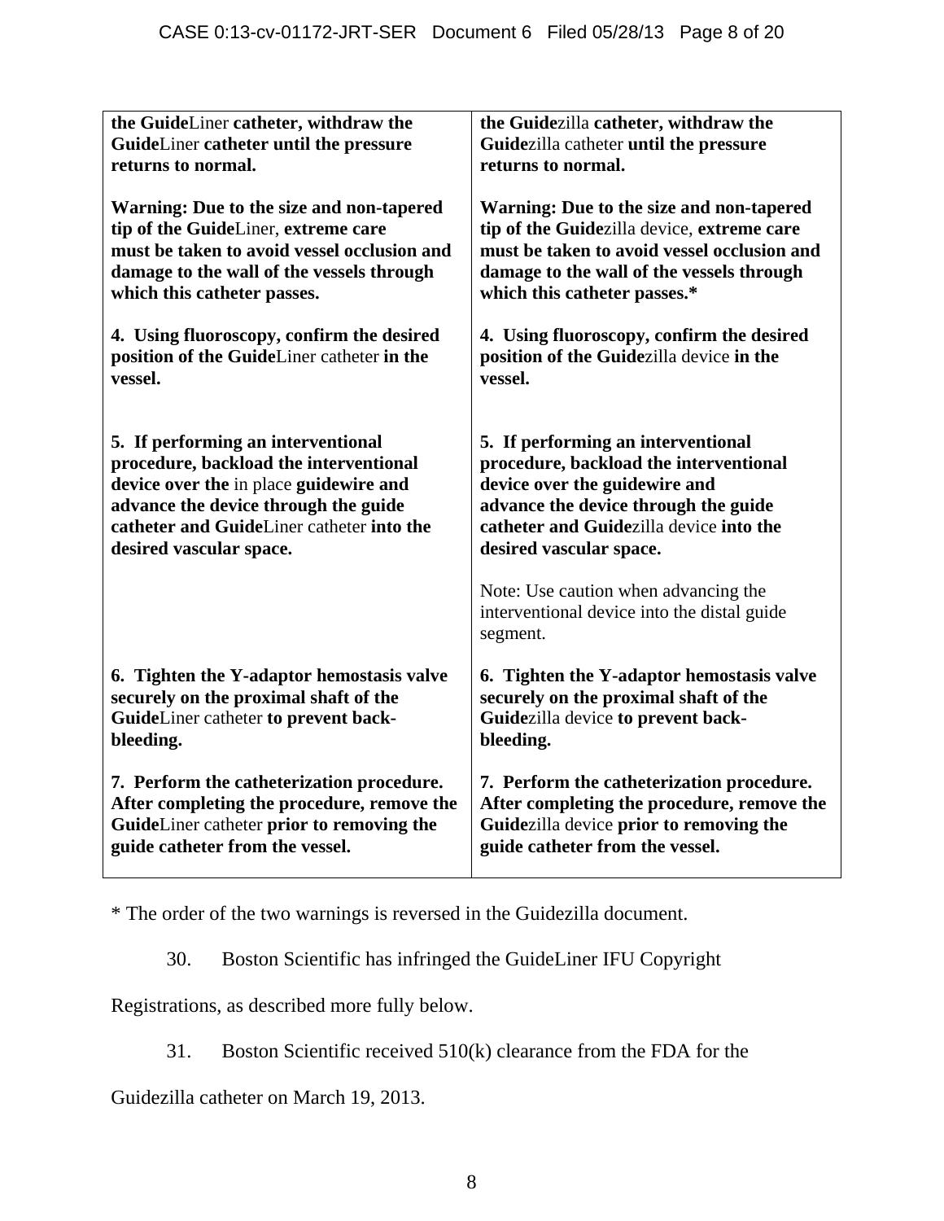| | |
|---|---|
| **the Guide**Liner **catheter, withdraw the Guide**Liner **catheter until the pressure returns to normal.** | **the Guide**zilla **catheter, withdraw the Guide**zilla catheter **until the pressure returns to normal.** |
| **Warning: Due to the size and non-tapered tip of the Guide**Liner, **extreme care must be taken to avoid vessel occlusion and damage to the wall of the vessels through which this catheter passes.** | **Warning: Due to the size and non-tapered tip of the Guide**zilla device, **extreme care must be taken to avoid vessel occlusion and damage to the wall of the vessels through which this catheter passes.*** |
| **4. Using fluoroscopy, confirm the desired position of the Guide**Liner catheter **in the vessel.** | **4. Using fluoroscopy, confirm the desired position of the Guide**zilla device **in the vessel.** |
| **5. If performing an interventional procedure, backload the interventional device over the** in place **guidewire and advance the device through the guide catheter and Guide**Liner catheter **into the desired vascular space.** | **5. If performing an interventional procedure, backload the interventional device over the guidewire and advance the device through the guide catheter and Guide**zilla device **into the desired vascular space.**<br><br>Note: Use caution when advancing the interventional device into the distal guide segment. |
| **6. Tighten the Y-adaptor hemostasis valve securely on the proximal shaft of the Guide**Liner catheter **to prevent back-bleeding.** | **6. Tighten the Y-adaptor hemostasis valve securely on the proximal shaft of the Guide**zilla device **to prevent back-bleeding.** |
| **7. Perform the catheterization procedure. After completing the procedure, remove the Guide**Liner catheter **prior to removing the guide catheter from the vessel.** | **7. Perform the catheterization procedure. After completing the procedure, remove the Guide**zilla device **prior to removing the guide catheter from the vessel.** |

* The order of the two warnings is reversed in the Guidezilla document.

30. Boston Scientific has infringed the GuideLiner IFU Copyright Registrations, as described more fully below.

31. Boston Scientific received 510(k) clearance from the FDA for the Guidezilla catheter on March 19, 2013.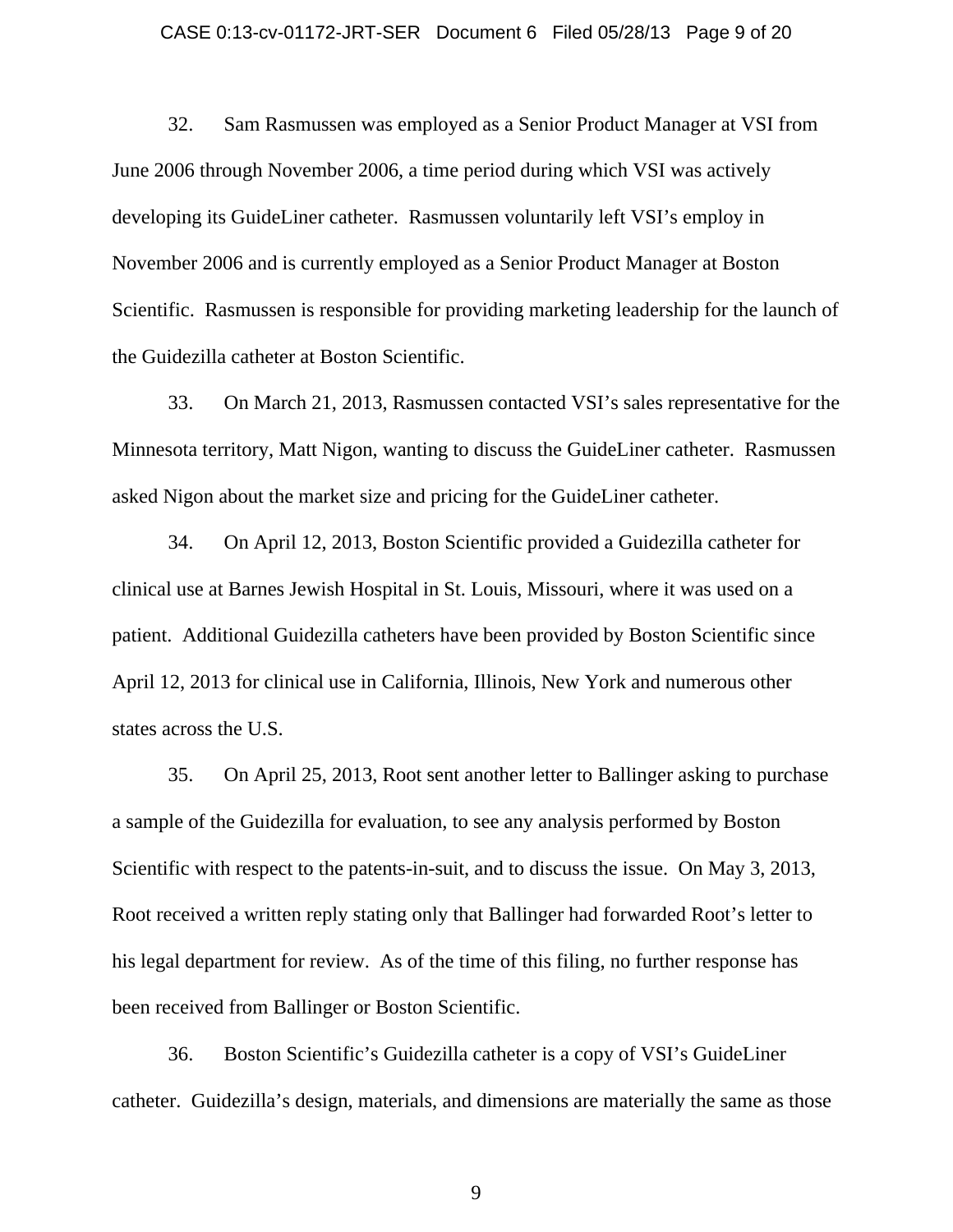32. Sam Rasmussen was employed as a Senior Product Manager at VSI from June 2006 through November 2006, a time period during which VSI was actively developing its GuideLiner catheter. Rasmussen voluntarily left VSI's employ in November 2006 and is currently employed as a Senior Product Manager at Boston Scientific. Rasmussen is responsible for providing marketing leadership for the launch of the Guidezilla catheter at Boston Scientific.

33. On March 21, 2013, Rasmussen contacted VSI's sales representative for the Minnesota territory, Matt Nigon, wanting to discuss the GuideLiner catheter. Rasmussen asked Nigon about the market size and pricing for the GuideLiner catheter.

34. On April 12, 2013, Boston Scientific provided a Guidezilla catheter for clinical use at Barnes Jewish Hospital in St. Louis, Missouri, where it was used on a patient. Additional Guidezilla catheters have been provided by Boston Scientific since April 12, 2013 for clinical use in California, Illinois, New York and numerous other states across the U.S.

35. On April 25, 2013, Root sent another letter to Ballinger asking to purchase a sample of the Guidezilla for evaluation, to see any analysis performed by Boston Scientific with respect to the patents-in-suit, and to discuss the issue. On May 3, 2013, Root received a written reply stating only that Ballinger had forwarded Root's letter to his legal department for review. As of the time of this filing, no further response has been received from Ballinger or Boston Scientific.

36. Boston Scientific's Guidezilla catheter is a copy of VSI's GuideLiner catheter. Guidezilla's design, materials, and dimensions are materially the same as those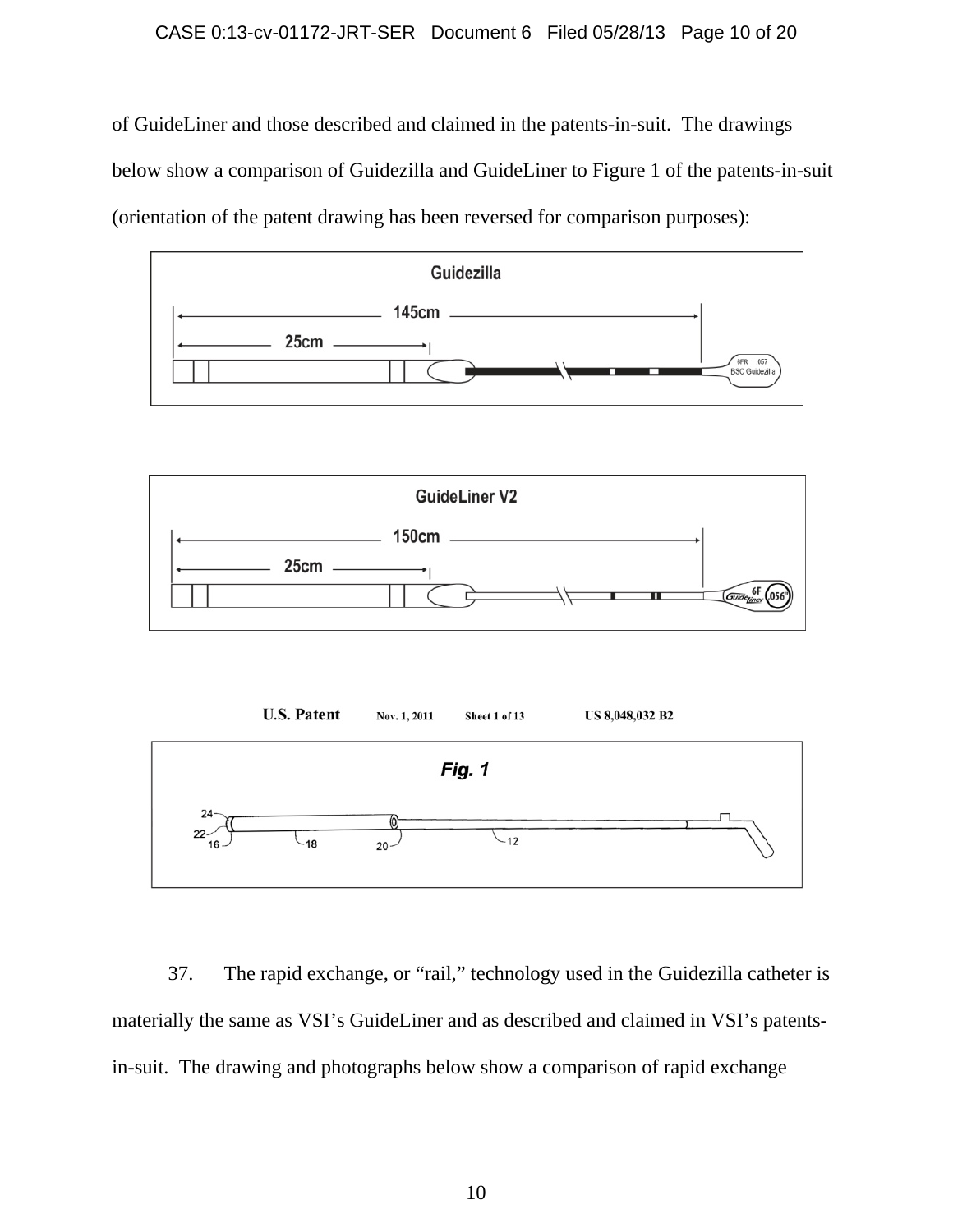of GuideLiner and those described and claimed in the patents-in-suit. The drawings below show a comparison of Guidezilla and GuideLiner to Figure 1 of the patents-in-suit (orientation of the patent drawing has been reversed for comparison purposes):

Guidezilla

145cm

25cm

GuideLiner V2

150cm

25cm

U.S. Patent Nov. 1, 2011 Sheet 1 of 13 US 8,048,032 B2

*Fig. 1*

37. The rapid exchange, or "rail," technology used in the Guidezilla catheter is materially the same as VSI's GuideLiner and as described and claimed in VSI's patents-in-suit. The drawing and photographs below show a comparison of rapid exchange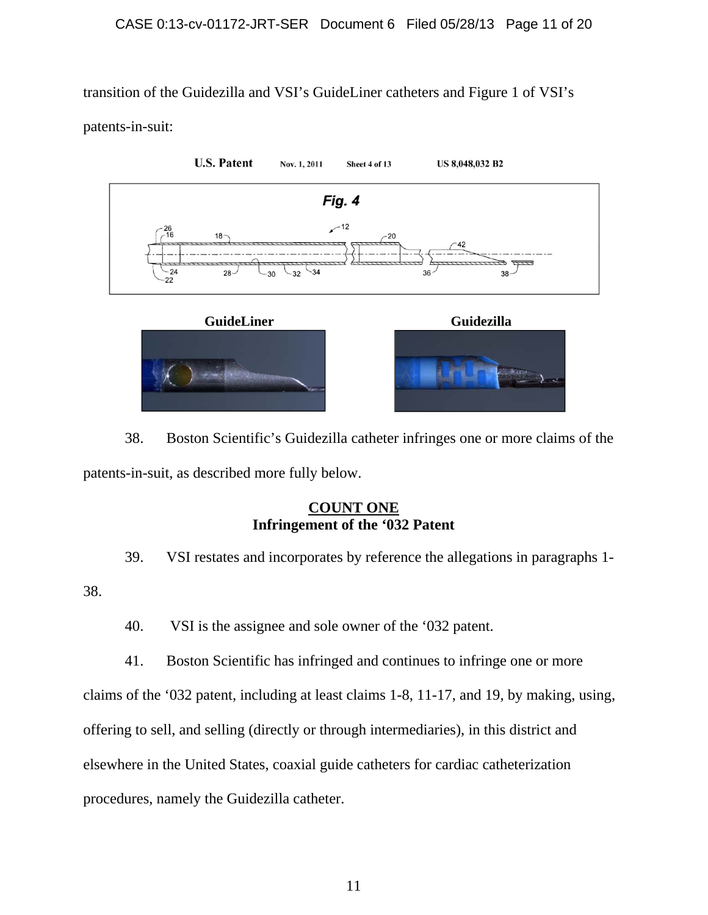transition of the Guidezilla and VSI's GuideLiner catheters and Figure 1 of VSI's patents-in-suit:

U.S. Patent Nov. 1, 2011 Sheet 4 of 13 US 8,048,032 B2

*Fig. 4*

**GuideLiner** **Guidezilla**

38. Boston Scientific's Guidezilla catheter infringes one or more claims of the patents-in-suit, as described more fully below.

**COUNT ONE**
**Infringement of the '032 Patent**

39. VSI restates and incorporates by reference the allegations in paragraphs 1-38.

40. VSI is the assignee and sole owner of the '032 patent.

41. Boston Scientific has infringed and continues to infringe one or more claims of the '032 patent, including at least claims 1-8, 11-17, and 19, by making, using, offering to sell, and selling (directly or through intermediaries), in this district and elsewhere in the United States, coaxial guide catheters for cardiac catheterization procedures, namely the Guidezilla catheter.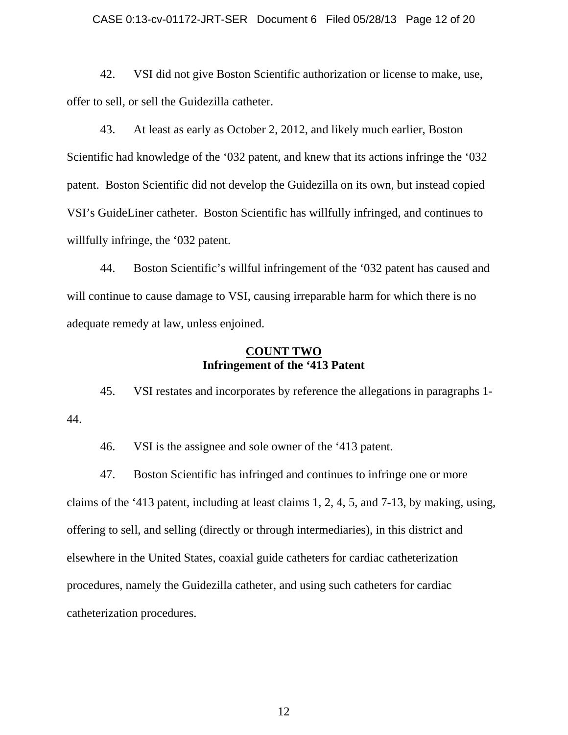42. VSI did not give Boston Scientific authorization or license to make, use, offer to sell, or sell the Guidezilla catheter.

43. At least as early as October 2, 2012, and likely much earlier, Boston Scientific had knowledge of the '032 patent, and knew that its actions infringe the '032 patent. Boston Scientific did not develop the Guidezilla on its own, but instead copied VSI's GuideLiner catheter. Boston Scientific has willfully infringed, and continues to willfully infringe, the '032 patent.

44. Boston Scientific's willful infringement of the '032 patent has caused and will continue to cause damage to VSI, causing irreparable harm for which there is no adequate remedy at law, unless enjoined.

**COUNT TWO**
**Infringement of the '413 Patent**

45. VSI restates and incorporates by reference the allegations in paragraphs 1-44.

46. VSI is the assignee and sole owner of the '413 patent.

47. Boston Scientific has infringed and continues to infringe one or more claims of the '413 patent, including at least claims 1, 2, 4, 5, and 7-13, by making, using, offering to sell, and selling (directly or through intermediaries), in this district and elsewhere in the United States, coaxial guide catheters for cardiac catheterization procedures, namely the Guidezilla catheter, and using such catheters for cardiac catheterization procedures.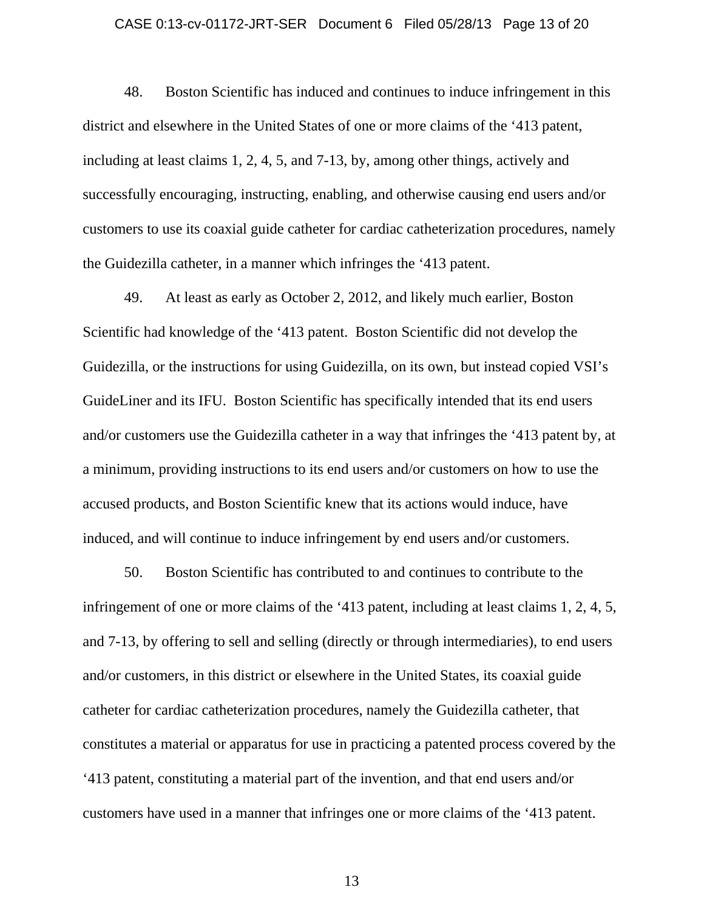48. Boston Scientific has induced and continues to induce infringement in this district and elsewhere in the United States of one or more claims of the ‘413 patent, including at least claims 1, 2, 4, 5, and 7-13, by, among other things, actively and successfully encouraging, instructing, enabling, and otherwise causing end users and/or customers to use its coaxial guide catheter for cardiac catheterization procedures, namely the Guidezilla catheter, in a manner which infringes the ‘413 patent.

49. At least as early as October 2, 2012, and likely much earlier, Boston Scientific had knowledge of the ‘413 patent. Boston Scientific did not develop the Guidezilla, or the instructions for using Guidezilla, on its own, but instead copied VSI’s GuideLiner and its IFU. Boston Scientific has specifically intended that its end users and/or customers use the Guidezilla catheter in a way that infringes the ‘413 patent by, at a minimum, providing instructions to its end users and/or customers on how to use the accused products, and Boston Scientific knew that its actions would induce, have induced, and will continue to induce infringement by end users and/or customers.

50. Boston Scientific has contributed to and continues to contribute to the infringement of one or more claims of the ‘413 patent, including at least claims 1, 2, 4, 5, and 7-13, by offering to sell and selling (directly or through intermediaries), to end users and/or customers, in this district or elsewhere in the United States, its coaxial guide catheter for cardiac catheterization procedures, namely the Guidezilla catheter, that constitutes a material or apparatus for use in practicing a patented process covered by the ‘413 patent, constituting a material part of the invention, and that end users and/or customers have used in a manner that infringes one or more claims of the ‘413 patent.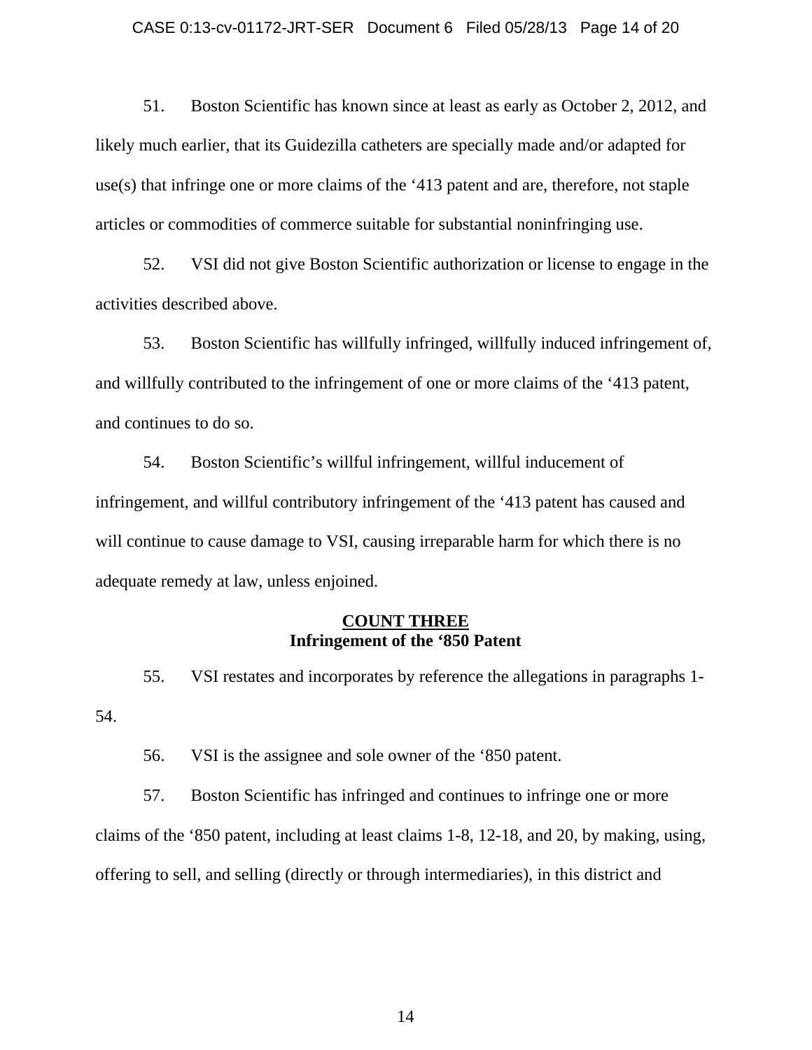51. Boston Scientific has known since at least as early as October 2, 2012, and likely much earlier, that its Guidezilla catheters are specially made and/or adapted for use(s) that infringe one or more claims of the '413 patent and are, therefore, not staple articles or commodities of commerce suitable for substantial noninfringing use.

52. VSI did not give Boston Scientific authorization or license to engage in the activities described above.

53. Boston Scientific has willfully infringed, willfully induced infringement of, and willfully contributed to the infringement of one or more claims of the '413 patent, and continues to do so.

54. Boston Scientific's willful infringement, willful inducement of infringement, and willful contributory infringement of the '413 patent has caused and will continue to cause damage to VSI, causing irreparable harm for which there is no adequate remedy at law, unless enjoined.

**COUNT THREE**
**Infringement of the '850 Patent**

55. VSI restates and incorporates by reference the allegations in paragraphs 1-54.

56. VSI is the assignee and sole owner of the '850 patent.

57. Boston Scientific has infringed and continues to infringe one or more claims of the '850 patent, including at least claims 1-8, 12-18, and 20, by making, using, offering to sell, and selling (directly or through intermediaries), in this district and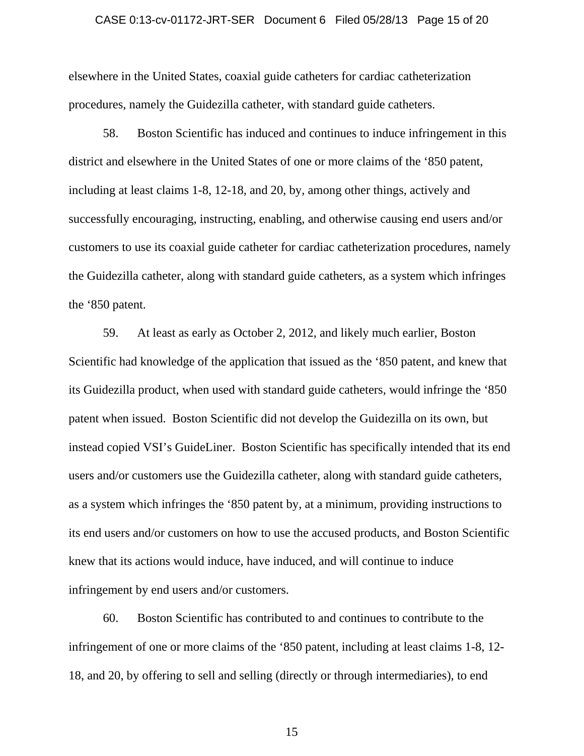elsewhere in the United States, coaxial guide catheters for cardiac catheterization procedures, namely the Guidezilla catheter, with standard guide catheters.

58. Boston Scientific has induced and continues to induce infringement in this district and elsewhere in the United States of one or more claims of the ‘850 patent, including at least claims 1-8, 12-18, and 20, by, among other things, actively and successfully encouraging, instructing, enabling, and otherwise causing end users and/or customers to use its coaxial guide catheter for cardiac catheterization procedures, namely the Guidezilla catheter, along with standard guide catheters, as a system which infringes the ‘850 patent.

59. At least as early as October 2, 2012, and likely much earlier, Boston Scientific had knowledge of the application that issued as the ‘850 patent, and knew that its Guidezilla product, when used with standard guide catheters, would infringe the ‘850 patent when issued. Boston Scientific did not develop the Guidezilla on its own, but instead copied VSI’s GuideLiner. Boston Scientific has specifically intended that its end users and/or customers use the Guidezilla catheter, along with standard guide catheters, as a system which infringes the ‘850 patent by, at a minimum, providing instructions to its end users and/or customers on how to use the accused products, and Boston Scientific knew that its actions would induce, have induced, and will continue to induce infringement by end users and/or customers.

60. Boston Scientific has contributed to and continues to contribute to the infringement of one or more claims of the ‘850 patent, including at least claims 1-8, 12-18, and 20, by offering to sell and selling (directly or through intermediaries), to end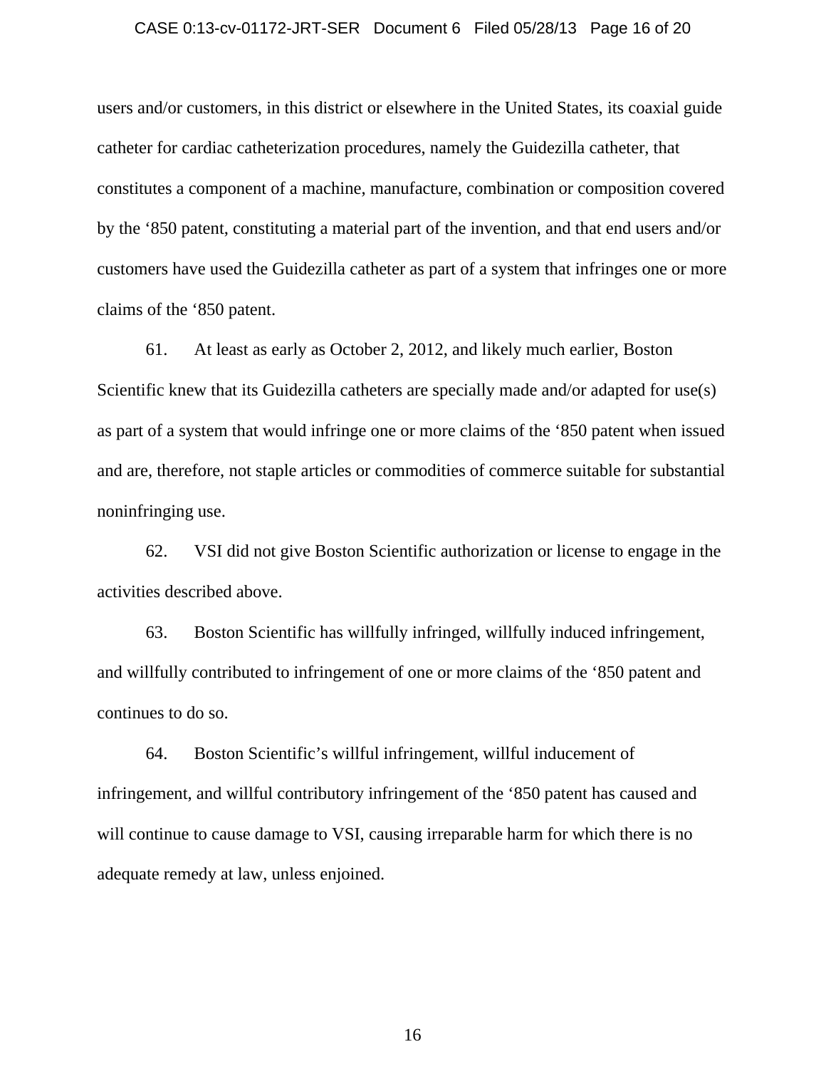users and/or customers, in this district or elsewhere in the United States, its coaxial guide catheter for cardiac catheterization procedures, namely the Guidezilla catheter, that constitutes a component of a machine, manufacture, combination or composition covered by the ‘850 patent, constituting a material part of the invention, and that end users and/or customers have used the Guidezilla catheter as part of a system that infringes one or more claims of the ‘850 patent.

61. At least as early as October 2, 2012, and likely much earlier, Boston Scientific knew that its Guidezilla catheters are specially made and/or adapted for use(s) as part of a system that would infringe one or more claims of the ‘850 patent when issued and are, therefore, not staple articles or commodities of commerce suitable for substantial noninfringing use.

62. VSI did not give Boston Scientific authorization or license to engage in the activities described above.

63. Boston Scientific has willfully infringed, willfully induced infringement, and willfully contributed to infringement of one or more claims of the ‘850 patent and continues to do so.

64. Boston Scientific’s willful infringement, willful inducement of infringement, and willful contributory infringement of the ‘850 patent has caused and will continue to cause damage to VSI, causing irreparable harm for which there is no adequate remedy at law, unless enjoined.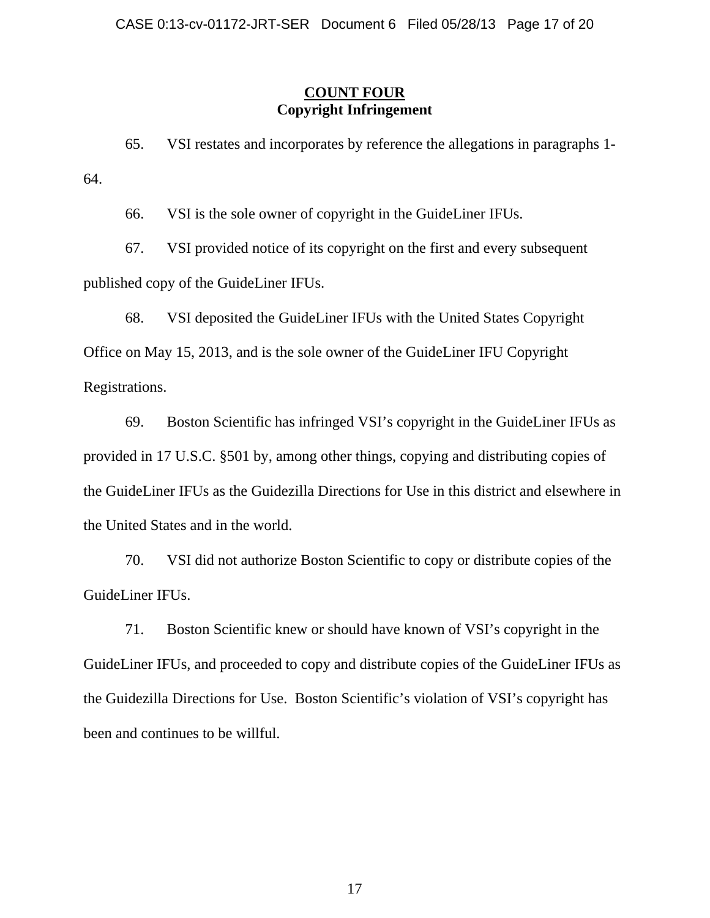**COUNT FOUR**
**Copyright Infringement**

65. VSI restates and incorporates by reference the allegations in paragraphs 1-64.

66. VSI is the sole owner of copyright in the GuideLiner IFUs.

67. VSI provided notice of its copyright on the first and every subsequent published copy of the GuideLiner IFUs.

68. VSI deposited the GuideLiner IFUs with the United States Copyright Office on May 15, 2013, and is the sole owner of the GuideLiner IFU Copyright Registrations.

69. Boston Scientific has infringed VSI's copyright in the GuideLiner IFUs as provided in 17 U.S.C. §501 by, among other things, copying and distributing copies of the GuideLiner IFUs as the Guidezilla Directions for Use in this district and elsewhere in the United States and in the world.

70. VSI did not authorize Boston Scientific to copy or distribute copies of the GuideLiner IFUs.

71. Boston Scientific knew or should have known of VSI's copyright in the GuideLiner IFUs, and proceeded to copy and distribute copies of the GuideLiner IFUs as the Guidezilla Directions for Use. Boston Scientific's violation of VSI's copyright has been and continues to be willful.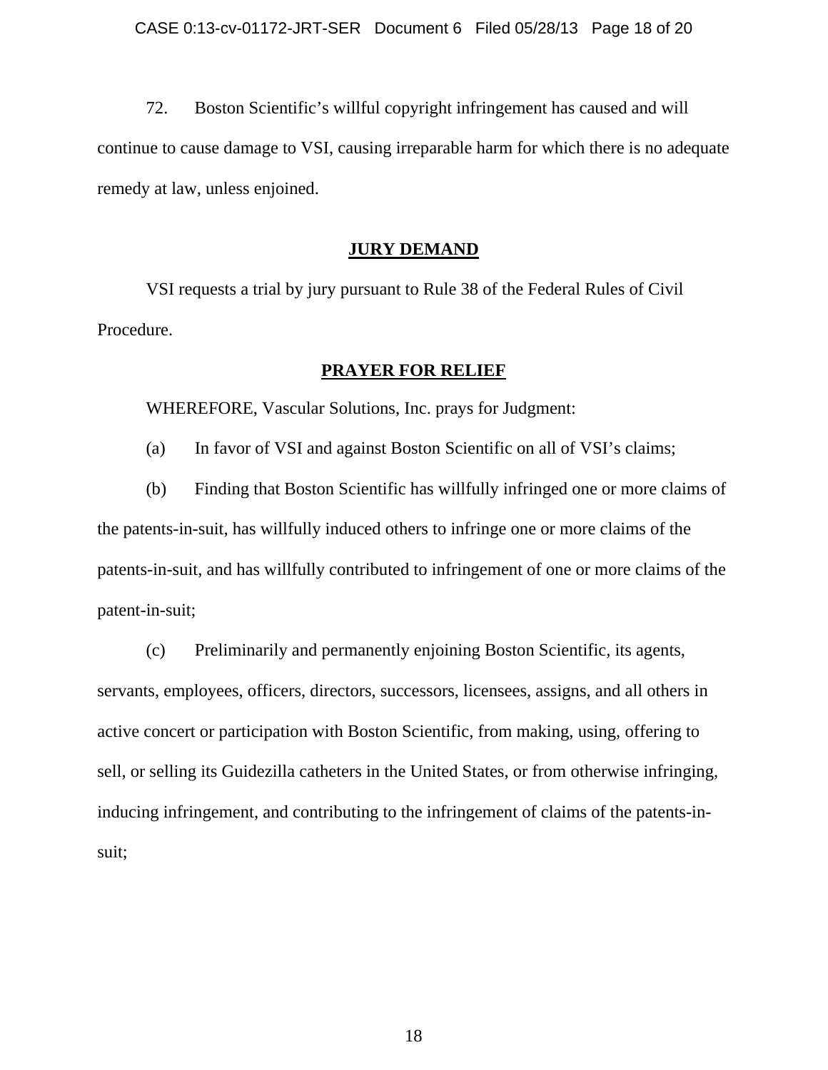72. Boston Scientific's willful copyright infringement has caused and will continue to cause damage to VSI, causing irreparable harm for which there is no adequate remedy at law, unless enjoined.

## JURY DEMAND

VSI requests a trial by jury pursuant to Rule 38 of the Federal Rules of Civil Procedure.

## PRAYER FOR RELIEF

WHEREFORE, Vascular Solutions, Inc. prays for Judgment:

(a) In favor of VSI and against Boston Scientific on all of VSI's claims;

(b) Finding that Boston Scientific has willfully infringed one or more claims of the patents-in-suit, has willfully induced others to infringe one or more claims of the patents-in-suit, and has willfully contributed to infringement of one or more claims of the patent-in-suit;

(c) Preliminarily and permanently enjoining Boston Scientific, its agents, servants, employees, officers, directors, successors, licensees, assigns, and all others in active concert or participation with Boston Scientific, from making, using, offering to sell, or selling its Guidezilla catheters in the United States, or from otherwise infringing, inducing infringement, and contributing to the infringement of claims of the patents-in-suit;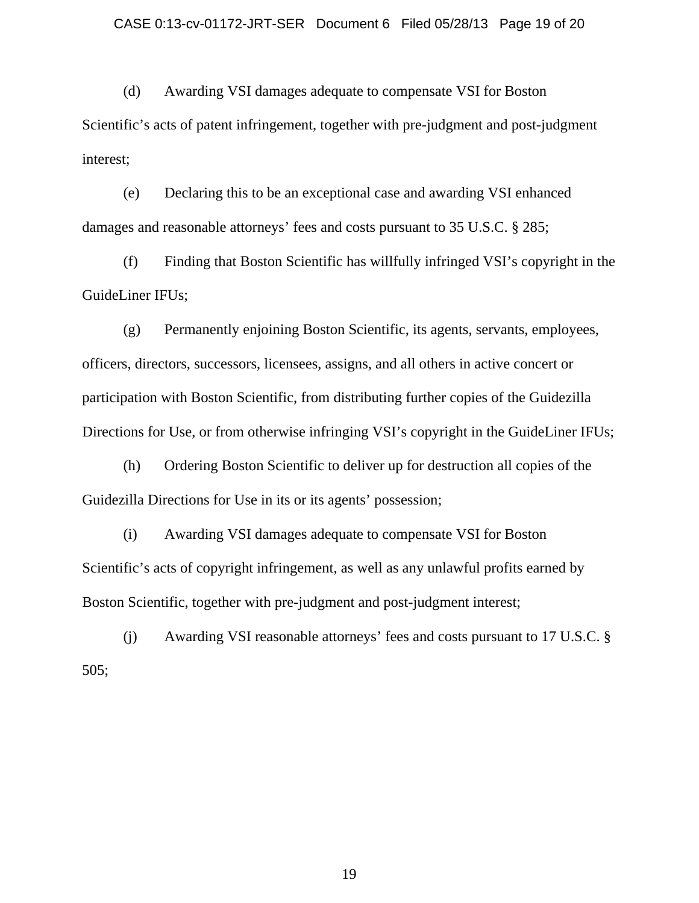(d) Awarding VSI damages adequate to compensate VSI for Boston Scientific's acts of patent infringement, together with pre-judgment and post-judgment interest;

(e) Declaring this to be an exceptional case and awarding VSI enhanced damages and reasonable attorneys' fees and costs pursuant to 35 U.S.C. § 285;

(f) Finding that Boston Scientific has willfully infringed VSI's copyright in the GuideLiner IFUs;

(g) Permanently enjoining Boston Scientific, its agents, servants, employees, officers, directors, successors, licensees, assigns, and all others in active concert or participation with Boston Scientific, from distributing further copies of the Guidezilla Directions for Use, or from otherwise infringing VSI's copyright in the GuideLiner IFUs;

(h) Ordering Boston Scientific to deliver up for destruction all copies of the Guidezilla Directions for Use in its or its agents' possession;

(i) Awarding VSI damages adequate to compensate VSI for Boston Scientific's acts of copyright infringement, as well as any unlawful profits earned by Boston Scientific, together with pre-judgment and post-judgment interest;

(j) Awarding VSI reasonable attorneys' fees and costs pursuant to 17 U.S.C. § 505;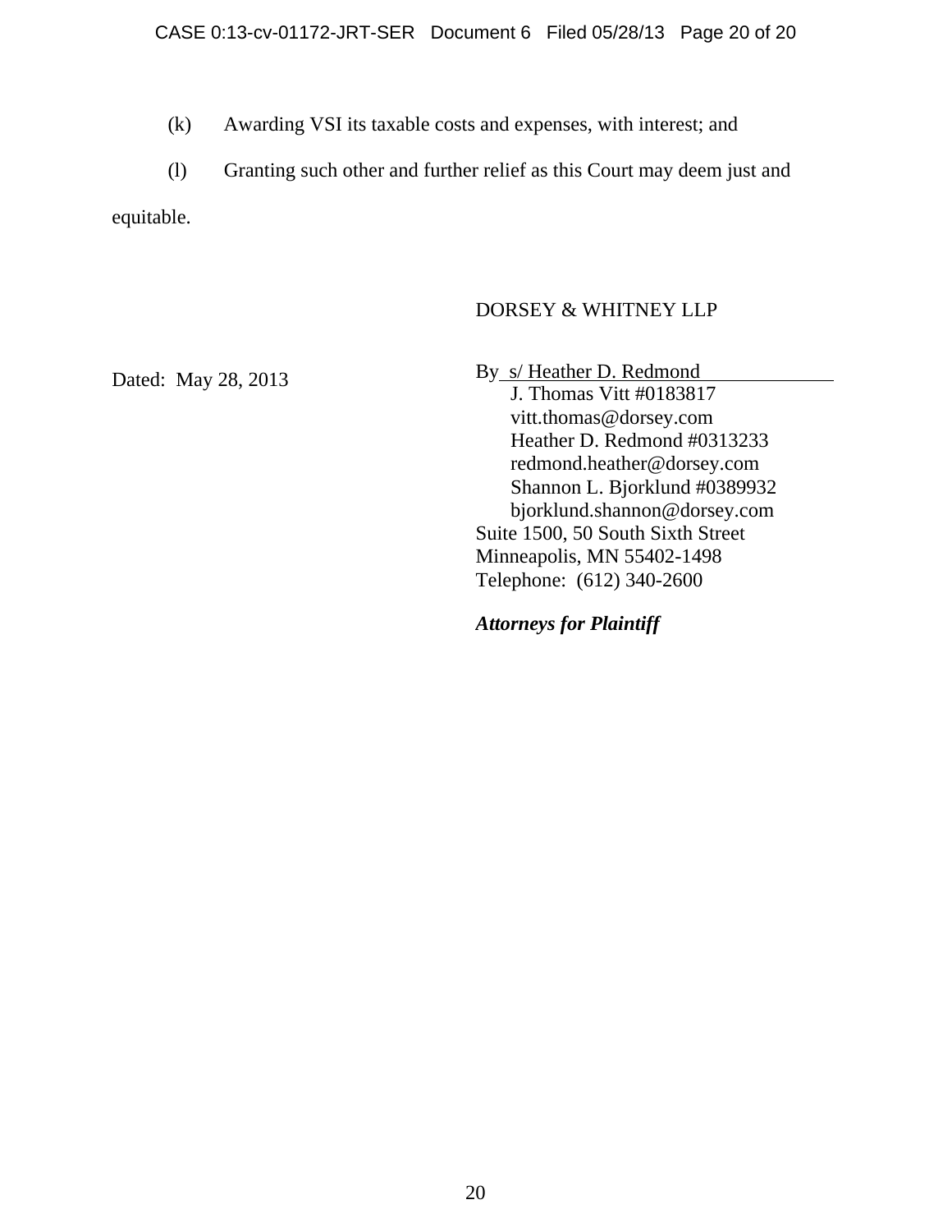(k) Awarding VSI its taxable costs and expenses, with interest; and

(l) Granting such other and further relief as this Court may deem just and equitable.

DORSEY & WHITNEY LLP

Dated: May 28, 2013

By s/ Heather D. Redmond
J. Thomas Vitt #0183817
vitt.thomas@dorsey.com
Heather D. Redmond #0313233
redmond.heather@dorsey.com
Shannon L. Bjorklund #0389932
bjorklund.shannon@dorsey.com
Suite 1500, 50 South Sixth Street
Minneapolis, MN 55402-1498
Telephone: (612) 340-2600

***Attorneys for Plaintiff***